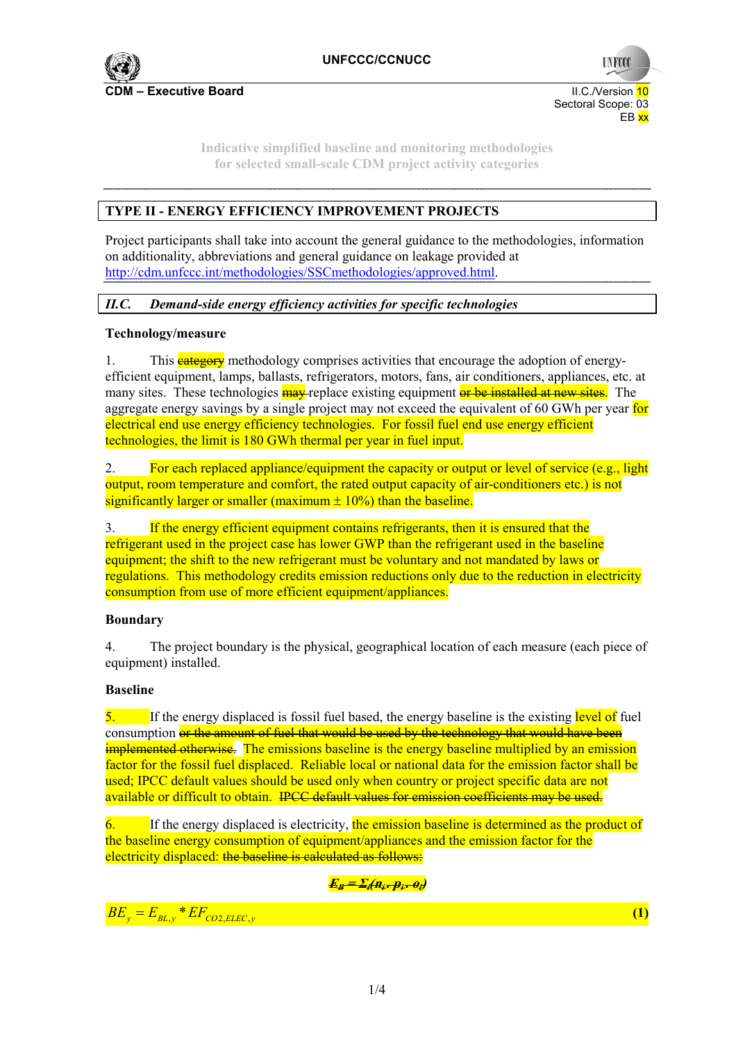UNFCCC/CCNUCC

**CDM – Executive Board**

II.C./Version 10
Sectoral Scope: 03
EB xx

Indicative simplified baseline and monitoring methodologies
for selected small-scale CDM project activity categories

## TYPE II - ENERGY EFFICIENCY IMPROVEMENT PROJECTS

Project participants shall take into account the general guidance to the methodologies, information on additionality, abbreviations and general guidance on leakage provided at http://cdm.unfccc.int/methodologies/SSCmethodologies/approved.html.

### *II.C. Demand-side energy efficiency activities for specific technologies*

**Technology/measure**

1. This ~~category~~ methodology comprises activities that encourage the adoption of energy-efficient equipment, lamps, ballasts, refrigerators, motors, fans, air conditioners, appliances, etc. at many sites. These technologies ~~may~~ replace existing equipment ~~or be installed at new sites~~. The aggregate energy savings by a single project may not exceed the equivalent of 60 GWh per year for electrical end use energy efficiency technologies. For fossil fuel end use energy efficient technologies, the limit is 180 GWh thermal per year in fuel input.

2. For each replaced appliance/equipment the capacity or output or level of service (e.g., light output, room temperature and comfort, the rated output capacity of air-conditioners etc.) is not significantly larger or smaller (maximum ± 10%) than the baseline.

3. If the energy efficient equipment contains refrigerants, then it is ensured that the refrigerant used in the project case has lower GWP than the refrigerant used in the baseline equipment; the shift to the new refrigerant must be voluntary and not mandated by laws or regulations. This methodology credits emission reductions only due to the reduction in electricity consumption from use of more efficient equipment/appliances.

**Boundary**

4. The project boundary is the physical, geographical location of each measure (each piece of equipment) installed.

**Baseline**

5. If the energy displaced is fossil fuel based, the energy baseline is the existing level of fuel consumption ~~or the amount of fuel that would be used by the technology that would have been implemented otherwise.~~ The emissions baseline is the energy baseline multiplied by an emission factor for the fossil fuel displaced. Reliable local or national data for the emission factor shall be used; IPCC default values should be used only when country or project specific data are not available or difficult to obtain. ~~IPCC default values for emission coefficients may be used.~~

6. If the energy displaced is electricity, the emission baseline is determined as the product of the baseline energy consumption of equipment/appliances and the emission factor for the electricity displaced: ~~the baseline is calculated as follows:~~

~~$E_B = \Sigma_i(n_i \cdot p_i \cdot o_i)$~~

$$BE_y = E_{BL,y} * EF_{CO2,ELEC,y} \quad (1)$$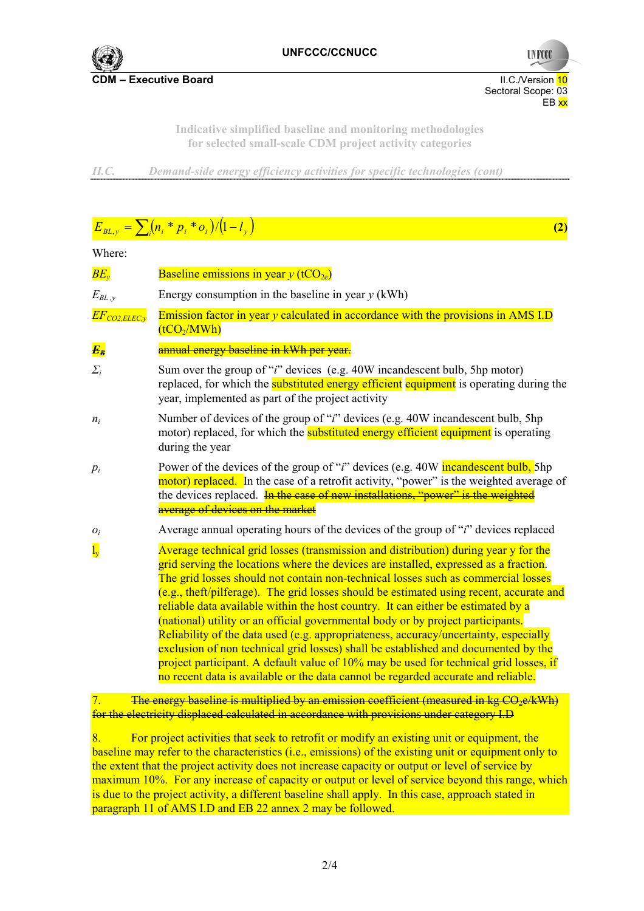$$E_{BL,y} = \sum_i (n_i * p_i * o_i)/(1 - l_y) \quad (2)$$

Where:

| | |
|---|---|
| $BE_y$ | Baseline emissions in year $y$ ($tCO_{2e}$) |
| $E_{BL,y}$ | Energy consumption in the baseline in year $y$ (kWh) |
| $EF_{CO2,ELEC,y}$ | Emission factor in year $y$ calculated in accordance with the provisions in AMS I.D ($tCO_2$/MWh) |
| ~~$E_B$~~ | ~~annual energy baseline in kWh per year.~~ |
| $\Sigma_i$ | Sum over the group of "$i$" devices (e.g. 40W incandescent bulb, 5hp motor) replaced, for which the substituted energy efficient equipment is operating during the year, implemented as part of the project activity |
| $n_i$ | Number of devices of the group of "$i$" devices (e.g. 40W incandescent bulb, 5hp motor) replaced, for which the substituted energy efficient equipment is operating during the year |
| $p_i$ | Power of the devices of the group of "$i$" devices (e.g. 40W incandescent bulb, 5hp motor) replaced. In the case of a retrofit activity, "power" is the weighted average of the devices replaced. ~~In the case of new installations, "power" is the weighted average of devices on the market~~ |
| $o_i$ | Average annual operating hours of the devices of the group of "$i$" devices replaced |
| $l_y$ | Average technical grid losses (transmission and distribution) during year y for the grid serving the locations where the devices are installed, expressed as a fraction. The grid losses should not contain non-technical losses such as commercial losses (e.g., theft/pilferage). The grid losses should be estimated using recent, accurate and reliable data available within the host country. It can either be estimated by a (national) utility or an official governmental body or by project participants. Reliability of the data used (e.g. appropriateness, accuracy/uncertainty, especially exclusion of non technical grid losses) shall be established and documented by the project participant. A default value of 10% may be used for technical grid losses, if no recent data is available or the data cannot be regarded accurate and reliable. |

7. ~~The energy baseline is multiplied by an emission coefficient (measured in kg $CO_2$e/kWh) for the electricity displaced calculated in accordance with provisions under category I.D~~

8. For project activities that seek to retrofit or modify an existing unit or equipment, the baseline may refer to the characteristics (i.e., emissions) of the existing unit or equipment only to the extent that the project activity does not increase capacity or output or level of service by maximum 10%. For any increase of capacity or output or level of service beyond this range, which is due to the project activity, a different baseline shall apply. In this case, approach stated in paragraph 11 of AMS I.D and EB 22 annex 2 may be followed.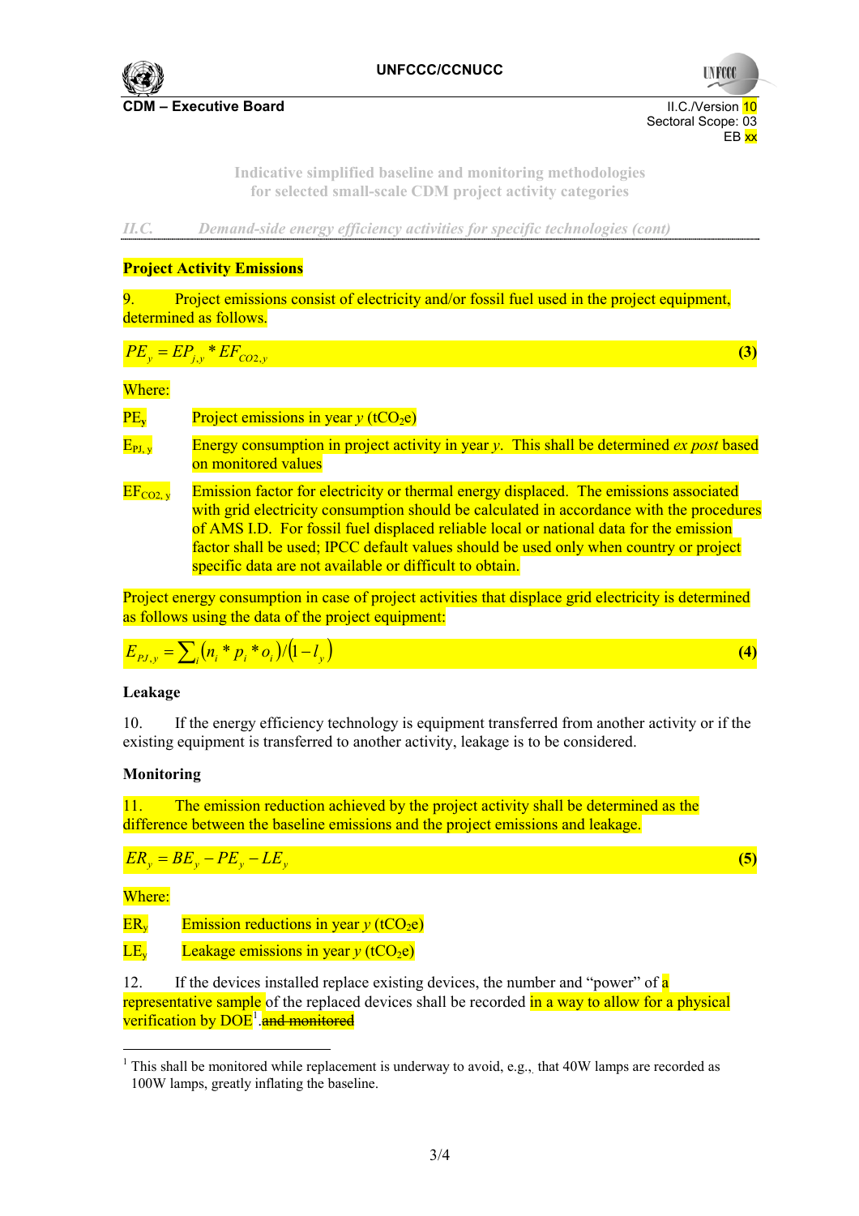**Project Activity Emissions**

9. Project emissions consist of electricity and/or fossil fuel used in the project equipment, determined as follows.

$$PE_y = EP_{j,y} * EF_{CO2,y} \tag{3}$$

Where:

$PE_y$ Project emissions in year *y* ($tCO_2e$)

$E_{PJ,y}$ Energy consumption in project activity in year *y*. This shall be determined *ex post* based on monitored values

$EF_{CO2,y}$ Emission factor for electricity or thermal energy displaced. The emissions associated with grid electricity consumption should be calculated in accordance with the procedures of AMS I.D. For fossil fuel displaced reliable local or national data for the emission factor shall be used; IPCC default values should be used only when country or project specific data are not available or difficult to obtain.

Project energy consumption in case of project activities that displace grid electricity is determined as follows using the data of the project equipment:

$$E_{PJ,y} = \sum_i (n_i * p_i * o_i)/(1 - l_y) \tag{4}$$

**Leakage**

10. If the energy efficiency technology is equipment transferred from another activity or if the existing equipment is transferred to another activity, leakage is to be considered.

**Monitoring**

11. The emission reduction achieved by the project activity shall be determined as the difference between the baseline emissions and the project emissions and leakage.

$$ER_y = BE_y - PE_y - LE_y \tag{5}$$

Where:

$ER_y$ Emission reductions in year *y* ($tCO_2e$)

$LE_y$ Leakage emissions in year *y* ($tCO_2e$)

12. If the devices installed replace existing devices, the number and "power" of a representative sample of the replaced devices shall be recorded in a way to allow for a physical verification by DOE[1]. ~~and monitored~~

[1] This shall be monitored while replacement is underway to avoid, e.g., that 40W lamps are recorded as 100W lamps, greatly inflating the baseline.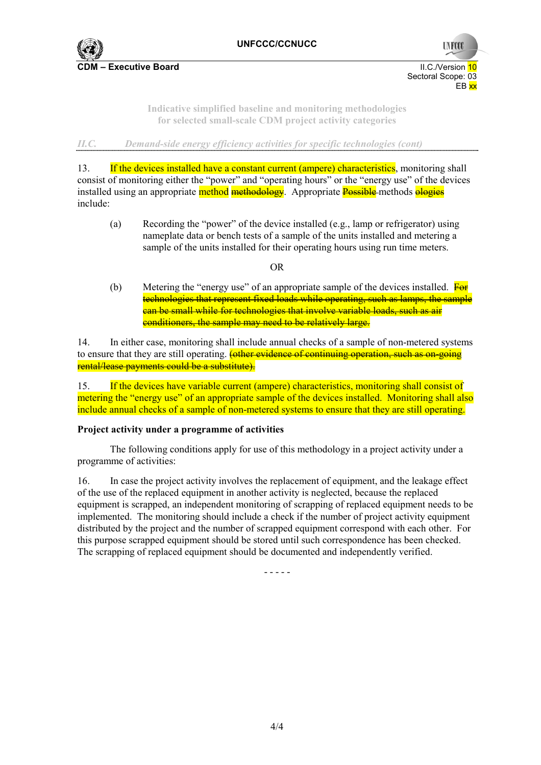Indicative simplified baseline and monitoring methodologies for selected small-scale CDM project activity categories

*II.C. Demand-side energy efficiency activities for specific technologies (cont)*

13. If the devices installed have a constant current (ampere) characteristics, monitoring shall consist of monitoring either the "power" and "operating hours" or the "energy use" of the devices installed using an appropriate method ~~methodology~~. Appropriate ~~Possible~~ methods ~~ologies~~ include:

(a) Recording the "power" of the device installed (e.g., lamp or refrigerator) using nameplate data or bench tests of a sample of the units installed and metering a sample of the units installed for their operating hours using run time meters.

OR

(b) Metering the "energy use" of an appropriate sample of the devices installed. ~~For technologies that represent fixed loads while operating, such as lamps, the sample can be small while for technologies that involve variable loads, such as air conditioners, the sample may need to be relatively large.~~

14. In either case, monitoring shall include annual checks of a sample of non-metered systems to ensure that they are still operating. ~~(other evidence of continuing operation, such as on-going rental/lease payments could be a substitute).~~

15. If the devices have variable current (ampere) characteristics, monitoring shall consist of metering the "energy use" of an appropriate sample of the devices installed. Monitoring shall also include annual checks of a sample of non-metered systems to ensure that they are still operating.

**Project activity under a programme of activities**

The following conditions apply for use of this methodology in a project activity under a programme of activities:

16. In case the project activity involves the replacement of equipment, and the leakage effect of the use of the replaced equipment in another activity is neglected, because the replaced equipment is scrapped, an independent monitoring of scrapping of replaced equipment needs to be implemented. The monitoring should include a check if the number of project activity equipment distributed by the project and the number of scrapped equipment correspond with each other. For this purpose scrapped equipment should be stored until such correspondence has been checked. The scrapping of replaced equipment should be documented and independently verified.

- - - - -